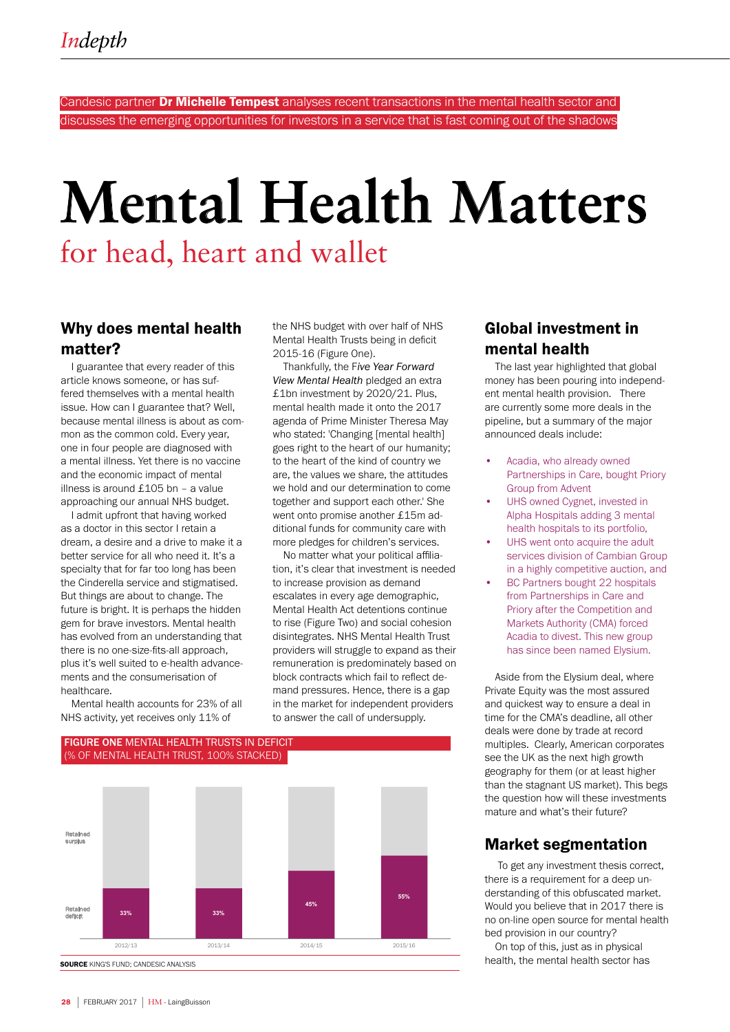Candesic partner **Dr Michelle Tempest** analyses recent transactions in the mental health sector and discusses the emerging opportunities for investors in a service that is fast coming out of the shadows

# Mental Health Matters

## for head, heart and wallet

### Why does mental health matter?

I guarantee that every reader of this article knows someone, or has suffered themselves with a mental health issue. How can I guarantee that? Well, because mental illness is about as common as the common cold. Every year, one in four people are diagnosed with a mental illness. Yet there is no vaccine and the economic impact of mental illness is around £105 bn – a value approaching our annual NHS budget.

I admit upfront that having worked as a doctor in this sector I retain a dream, a desire and a drive to make it a better service for all who need it. It's a specialty that for far too long has been the Cinderella service and stigmatised. But things are about to change. The future is bright. It is perhaps the hidden gem for brave investors. Mental health has evolved from an understanding that there is no one-size-fits-all approach, plus it's well suited to e-health advancements and the consumerisation of healthcare.

Mental health accounts for 23% of all NHS activity, yet receives only 11% of the NHS budget with over half of NHS Mental Health Trusts being in deficit 2015-16 (Figure One).

Thankfully, the F*ive Year Forward View Mental Health* pledged an extra £1bn investment by 2020/21. Plus, mental health made it onto the 2017 agenda of Prime Minister Theresa May who stated: 'Changing [mental health] goes right to the heart of our humanity; to the heart of the kind of country we are, the values we share, the attitudes we hold and our determination to come together and support each other.' She went onto promise another £15m additional funds for community care with more pledges for children's services.

No matter what your political affiliation, it's clear that investment is needed to increase provision as demand escalates in every age demographic, Mental Health Act detentions continue to rise (Figure Two) and social cohesion disintegrates. NHS Mental Health Trust providers will struggle to expand as their remuneration is predominately based on block contracts which fail to reflect demand pressures. Hence, there is a gap in the market for independent providers to answer the call of undersupply.

**FIGURE ONE** MENTAL HEALTH TRUSTS IN DEFICIT (% OF MENTAL HEALTH TRUST, 100% STACKED)

| | 2012/13 | 2013/14 | 2014/15 | 2015/16 |
|---|---|---|---|---|
| Retained deficit | 33% | 33% | 45% | 55% |

Legend: Retained surplus; Retained deficit

**SOURCE** KING'S FUND; CANDESIC ANALYSIS

### Global investment in mental health

The last year highlighted that global money has been pouring into independent mental health provision. There are currently some more deals in the pipeline, but a summary of the major announced deals include:

- Acadia, who already owned Partnerships in Care, bought Priory Group from Advent
- UHS owned Cygnet, invested in Alpha Hospitals adding 3 mental health hospitals to its portfolio,
- UHS went onto acquire the adult services division of Cambian Group in a highly competitive auction, and
- BC Partners bought 22 hospitals from Partnerships in Care and Priory after the Competition and Markets Authority (CMA) forced Acadia to divest. This new group has since been named Elysium.

Aside from the Elysium deal, where Private Equity was the most assured and quickest way to ensure a deal in time for the CMA's deadline, all other deals were done by trade at record multiples. Clearly, American corporates see the UK as the next high growth geography for them (or at least higher than the stagnant US market). This begs the question how will these investments mature and what's their future?

### Market segmentation

To get any investment thesis correct, there is a requirement for a deep understanding of this obfuscated market. Would you believe that in 2017 there is no on-line open source for mental health bed provision in our country?

On top of this, just as in physical health, the mental health sector has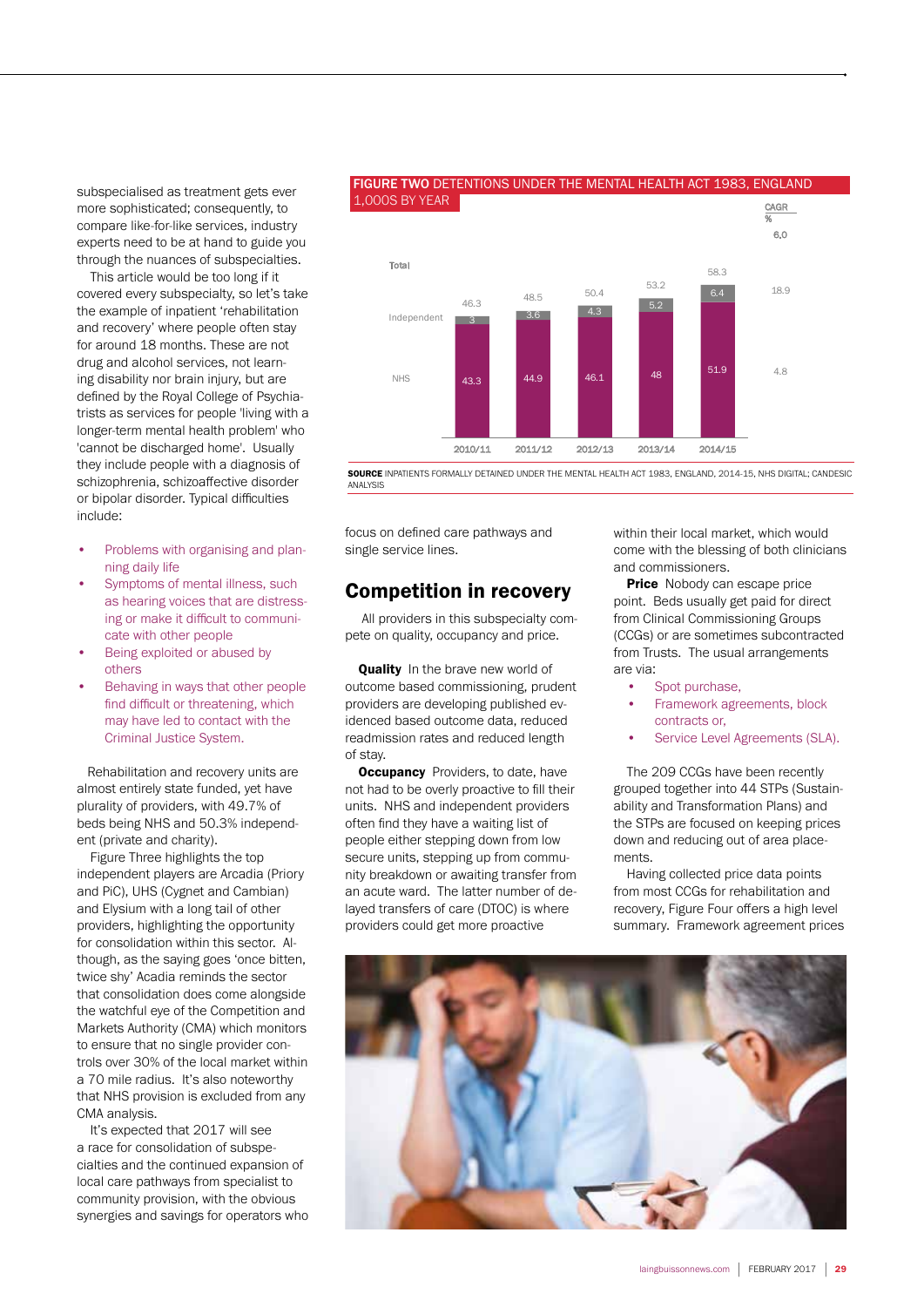subspecialised as treatment gets ever more sophisticated; consequently, to compare like-for-like services, industry experts need to be at hand to guide you through the nuances of subspecialties.

This article would be too long if it covered every subspecialty, so let's take the example of inpatient 'rehabilitation and recovery' where people often stay for around 18 months. These are not drug and alcohol services, not learning disability nor brain injury, but are defined by the Royal College of Psychiatrists as services for people 'living with a longer-term mental health problem' who 'cannot be discharged home'. Usually they include people with a diagnosis of schizophrenia, schizoaffective disorder or bipolar disorder. Typical difficulties include:

- Problems with organising and planning daily life
- Symptoms of mental illness, such as hearing voices that are distressing or make it difficult to communicate with other people
- Being exploited or abused by others
- Behaving in ways that other people find difficult or threatening, which may have led to contact with the Criminal Justice System.

Rehabilitation and recovery units are almost entirely state funded, yet have plurality of providers, with 49.7% of beds being NHS and 50.3% independent (private and charity).

Figure Three highlights the top independent players are Arcadia (Priory and PiC), UHS (Cygnet and Cambian) and Elysium with a long tail of other providers, highlighting the opportunity for consolidation within this sector. Although, as the saying goes 'once bitten, twice shy' Acadia reminds the sector that consolidation does come alongside the watchful eye of the Competition and Markets Authority (CMA) which monitors to ensure that no single provider controls over 30% of the local market within a 70 mile radius. It's also noteworthy that NHS provision is excluded from any CMA analysis.

It's expected that 2017 will see a race for consolidation of subspecialties and the continued expansion of local care pathways from specialist to community provision, with the obvious synergies and savings for operators who

**FIGURE TWO** DETENTIONS UNDER THE MENTAL HEALTH ACT 1983, ENGLAND 1,000S BY YEAR

| | 2010/11 | 2011/12 | 2012/13 | 2013/14 | 2014/15 | CAGR % |
|---|---|---|---|---|---|---|
| Total | 46.3 | 48.5 | 50.4 | 53.2 | 58.3 | 6.0 |
| Independent | 3 | 3.6 | 4.3 | 5.2 | 6.4 | 18.9 |
| NHS | 43.3 | 44.9 | 46.1 | 48 | 51.9 | 4.8 |

**SOURCE** INPATIENTS FORMALLY DETAINED UNDER THE MENTAL HEALTH ACT 1983, ENGLAND, 2014-15, NHS DIGITAL; CANDESIC ANALYSIS

focus on defined care pathways and single service lines.

## Competition in recovery

All providers in this subspecialty compete on quality, occupancy and price.

**Quality** In the brave new world of outcome based commissioning, prudent providers are developing published evidenced based outcome data, reduced readmission rates and reduced length of stay.

**Occupancy** Providers, to date, have not had to be overly proactive to fill their units. NHS and independent providers often find they have a waiting list of people either stepping down from low secure units, stepping up from community breakdown or awaiting transfer from an acute ward. The latter number of delayed transfers of care (DTOC) is where providers could get more proactive within their local market, which would come with the blessing of both clinicians and commissioners.

**Price** Nobody can escape price point. Beds usually get paid for direct from Clinical Commissioning Groups (CCGs) or are sometimes subcontracted from Trusts. The usual arrangements are via:

- Spot purchase,
- Framework agreements, block contracts or,
- Service Level Agreements (SLA).

The 209 CCGs have been recently grouped together into 44 STPs (Sustainability and Transformation Plans) and the STPs are focused on keeping prices down and reducing out of area placements.

Having collected price data points from most CCGs for rehabilitation and recovery, Figure Four offers a high level summary. Framework agreement prices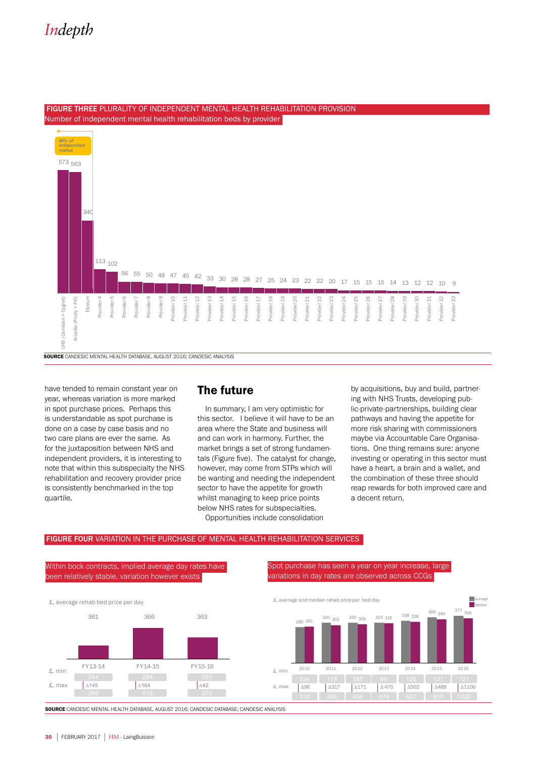**FIGURE THREE** PLURALITY OF INDEPENDENT MENTAL HEALTH REHABILITATION PROVISION

Number of independent mental health rehabilitation beds by provider

60% of independent market

573 563 340 113 102 56 55 50 48 47 45 42 33 30 28 28 27 25 24 23 22 22 20 17 15 15 15 14 13 12 12 10 9

UHS (Cambian + Cygnet), Arcadia (Priory + PiC), Elysium, Provider 4, Provider 5, Provider 6, Provider 7, Provider 8, Provider 9, Provider 10, Provider 11, Provider 12, Provider 13, Provider 14, Provider 15, Provider 16, Provider 17, Provider 18, Provider 19, Provider 20, Provider 21, Provider 22, Provider 23, Provider 24, Provider 25, Provider 26, Provider 27, Provider 28, Provider 29, Provider 30, Provider 31, Provider 32, Provider 33

**SOURCE** CANDESIC MENTAL HEALTH DATABASE, AUGUST 2016; CANDESIC ANALYSIS

have tended to remain constant year on year, whereas variation is more marked in spot purchase prices. Perhaps this is understandable as spot purchase is done on a case by case basis and no two care plans are ever the same. As for the juxtaposition between NHS and independent providers, it is interesting to note that within this subspecialty the NHS rehabilitation and recovery provider price is consistently benchmarked in the top quartile.

## The future

In summary, I am very optimistic for this sector. I believe it will have to be an area where the State and business will and can work in harmony. Further, the market brings a set of strong fundamentals (Figure five). The catalyst for change, however, may come from STPs which will be wanting and needing the independent sector to have the appetite for growth whilst managing to keep price points below NHS rates for subspecialties.

Opportunities include consolidation by acquisitions, buy and build, partnering with NHS Trusts, developing public-private-partnerships, building clear pathways and having the appetite for more risk sharing with commissioners maybe via Accountable Care Organisations. One thing remains sure: anyone investing or operating in this sector must have a heart, a brain and a wallet, and the combination of these three should reap rewards for both improved care and a decent return.

**FIGURE FOUR** VARIATION IN THE PURCHASE OF MENTAL HEALTH REHABILITATION SERVICES

Within bock contracts, implied average day rates have been relatively stable, variation however exists

£, average rehab bed price per day

361 366 363

FY13-14 FY14-15 FY15-16

£, min: 244 254 331

Δ145 Δ164 Δ42

£, max: 389 418 373

Spot purchase has seen a year on year increase, large variations in day rates are observed across CCGs

£, average and median rehab price per bed day

Average
Median

285 291 | 320 303 | 320 309 | 323 316 | 338 328 | 366 349 | 377 356

2010 2011 2012 2013 2014 2015 2016

£, min: 234 178 285 99 125 121 121

Δ96 Δ317 Δ171 Δ475 Δ502 Δ489 Δ1106

£, max: 330 495 456 574 627 610 1220

**SOURCE** CANDESIC MENTAL HEALTH DATABASE, AUGUST 2016; CANDESIC DATABASE; CANDESIC ANALYSIS